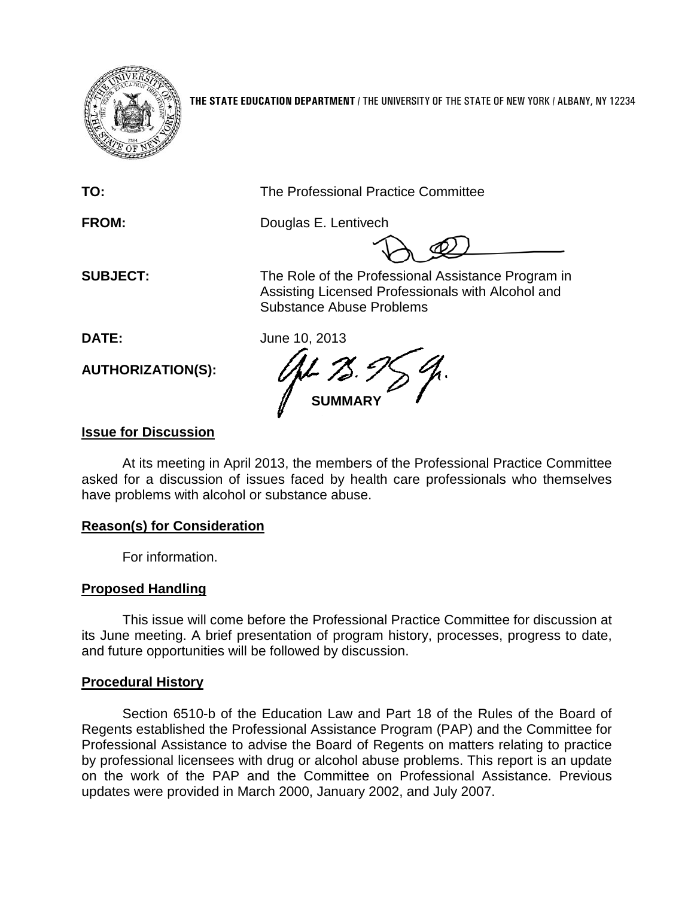**THE STATE EDUCATION DEPARTMENT** / THE UNIVERSITY OF THE STATE OF NEW YORK / ALBANY, NY 12234

**TO:** The Professional Practice Committee

**FROM:** Douglas E. Lentivech

**SUBJECT:** The Role of the Professional Assistance Program in Assisting Licensed Professionals with Alcohol and Substance Abuse Problems

**DATE:** June 10, 2013

**AUTHORIZATION(S):**

**SUMMARY**

**Issue for Discussion**

At its meeting in April 2013, the members of the Professional Practice Committee asked for a discussion of issues faced by health care professionals who themselves have problems with alcohol or substance abuse.

**Reason(s) for Consideration**

For information.

**Proposed Handling**

This issue will come before the Professional Practice Committee for discussion at its June meeting. A brief presentation of program history, processes, progress to date, and future opportunities will be followed by discussion.

**Procedural History**

Section 6510-b of the Education Law and Part 18 of the Rules of the Board of Regents established the Professional Assistance Program (PAP) and the Committee for Professional Assistance to advise the Board of Regents on matters relating to practice by professional licensees with drug or alcohol abuse problems. This report is an update on the work of the PAP and the Committee on Professional Assistance. Previous updates were provided in March 2000, January 2002, and July 2007.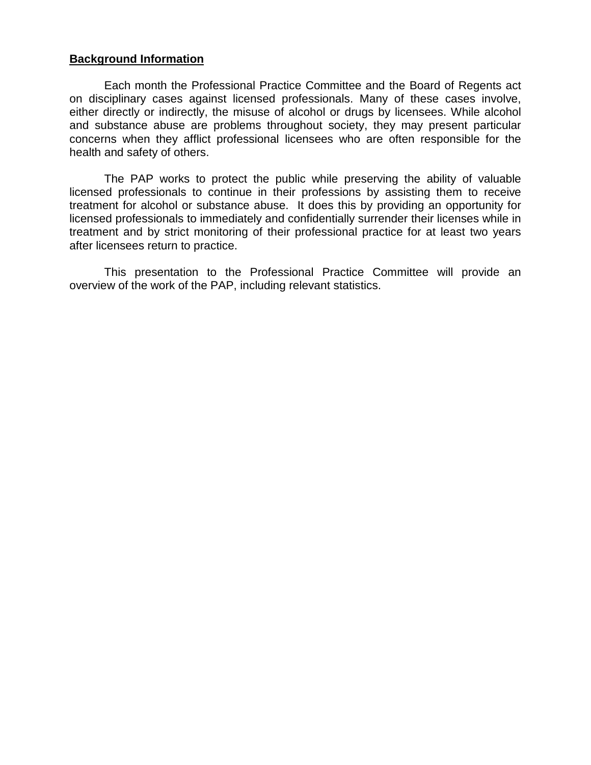**Background Information**

Each month the Professional Practice Committee and the Board of Regents act on disciplinary cases against licensed professionals. Many of these cases involve, either directly or indirectly, the misuse of alcohol or drugs by licensees. While alcohol and substance abuse are problems throughout society, they may present particular concerns when they afflict professional licensees who are often responsible for the health and safety of others.

The PAP works to protect the public while preserving the ability of valuable licensed professionals to continue in their professions by assisting them to receive treatment for alcohol or substance abuse. It does this by providing an opportunity for licensed professionals to immediately and confidentially surrender their licenses while in treatment and by strict monitoring of their professional practice for at least two years after licensees return to practice.

This presentation to the Professional Practice Committee will provide an overview of the work of the PAP, including relevant statistics.